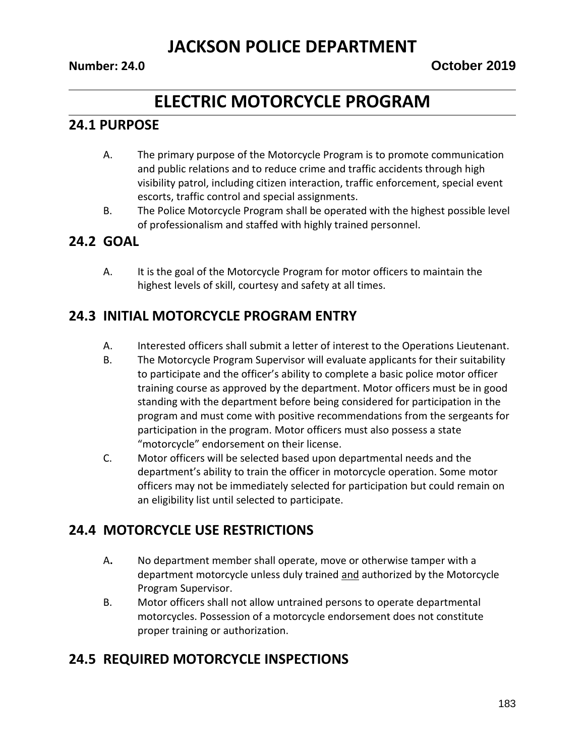# JACKSON POLICE DEPARTMENT

**Number: 24.0** **October 2019**

# ELECTRIC MOTORCYCLE PROGRAM

## 24.1 PURPOSE

A. The primary purpose of the Motorcycle Program is to promote communication and public relations and to reduce crime and traffic accidents through high visibility patrol, including citizen interaction, traffic enforcement, special event escorts, traffic control and special assignments.

B. The Police Motorcycle Program shall be operated with the highest possible level of professionalism and staffed with highly trained personnel.

## 24.2 GOAL

A. It is the goal of the Motorcycle Program for motor officers to maintain the highest levels of skill, courtesy and safety at all times.

## 24.3 INITIAL MOTORCYCLE PROGRAM ENTRY

A. Interested officers shall submit a letter of interest to the Operations Lieutenant.

B. The Motorcycle Program Supervisor will evaluate applicants for their suitability to participate and the officer's ability to complete a basic police motor officer training course as approved by the department. Motor officers must be in good standing with the department before being considered for participation in the program and must come with positive recommendations from the sergeants for participation in the program. Motor officers must also possess a state "motorcycle" endorsement on their license.

C. Motor officers will be selected based upon departmental needs and the department's ability to train the officer in motorcycle operation. Some motor officers may not be immediately selected for participation but could remain on an eligibility list until selected to participate.

## 24.4 MOTORCYCLE USE RESTRICTIONS

A. No department member shall operate, move or otherwise tamper with a department motorcycle unless duly trained <u>and</u> authorized by the Motorcycle Program Supervisor.

B. Motor officers shall not allow untrained persons to operate departmental motorcycles. Possession of a motorcycle endorsement does not constitute proper training or authorization.

## 24.5 REQUIRED MOTORCYCLE INSPECTIONS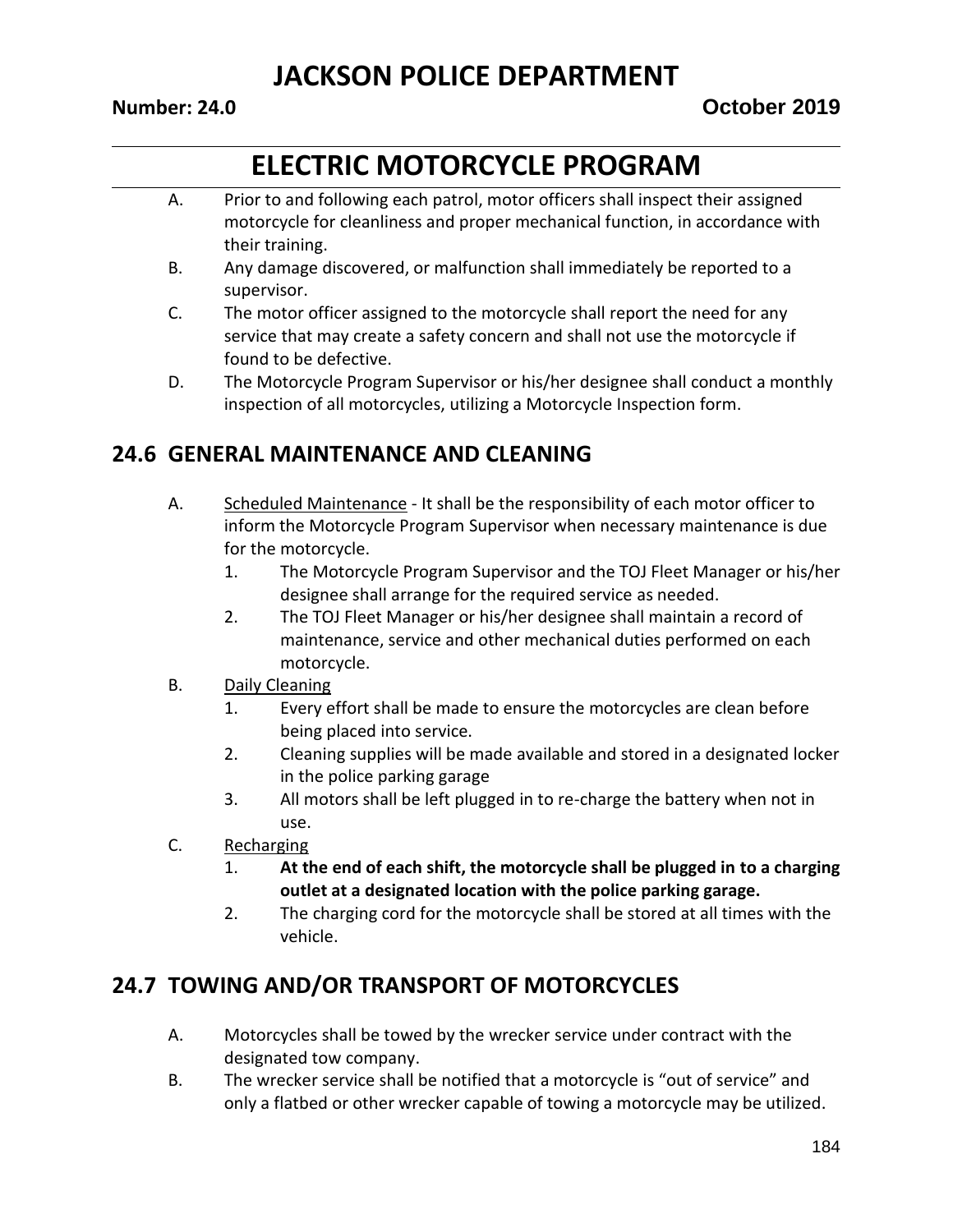# ELECTRIC MOTORCYCLE PROGRAM

A. Prior to and following each patrol, motor officers shall inspect their assigned motorcycle for cleanliness and proper mechanical function, in accordance with their training.

B. Any damage discovered, or malfunction shall immediately be reported to a supervisor.

C. The motor officer assigned to the motorcycle shall report the need for any service that may create a safety concern and shall not use the motorcycle if found to be defective.

D. The Motorcycle Program Supervisor or his/her designee shall conduct a monthly inspection of all motorcycles, utilizing a Motorcycle Inspection form.

## 24.6 GENERAL MAINTENANCE AND CLEANING

A. Scheduled Maintenance - It shall be the responsibility of each motor officer to inform the Motorcycle Program Supervisor when necessary maintenance is due for the motorcycle.

1. The Motorcycle Program Supervisor and the TOJ Fleet Manager or his/her designee shall arrange for the required service as needed.
2. The TOJ Fleet Manager or his/her designee shall maintain a record of maintenance, service and other mechanical duties performed on each motorcycle.

B. Daily Cleaning

1. Every effort shall be made to ensure the motorcycles are clean before being placed into service.
2. Cleaning supplies will be made available and stored in a designated locker in the police parking garage
3. All motors shall be left plugged in to re-charge the battery when not in use.

C. Recharging

1. **At the end of each shift, the motorcycle shall be plugged in to a charging outlet at a designated location with the police parking garage.**
2. The charging cord for the motorcycle shall be stored at all times with the vehicle.

## 24.7 TOWING AND/OR TRANSPORT OF MOTORCYCLES

A. Motorcycles shall be towed by the wrecker service under contract with the designated tow company.

B. The wrecker service shall be notified that a motorcycle is "out of service" and only a flatbed or other wrecker capable of towing a motorcycle may be utilized.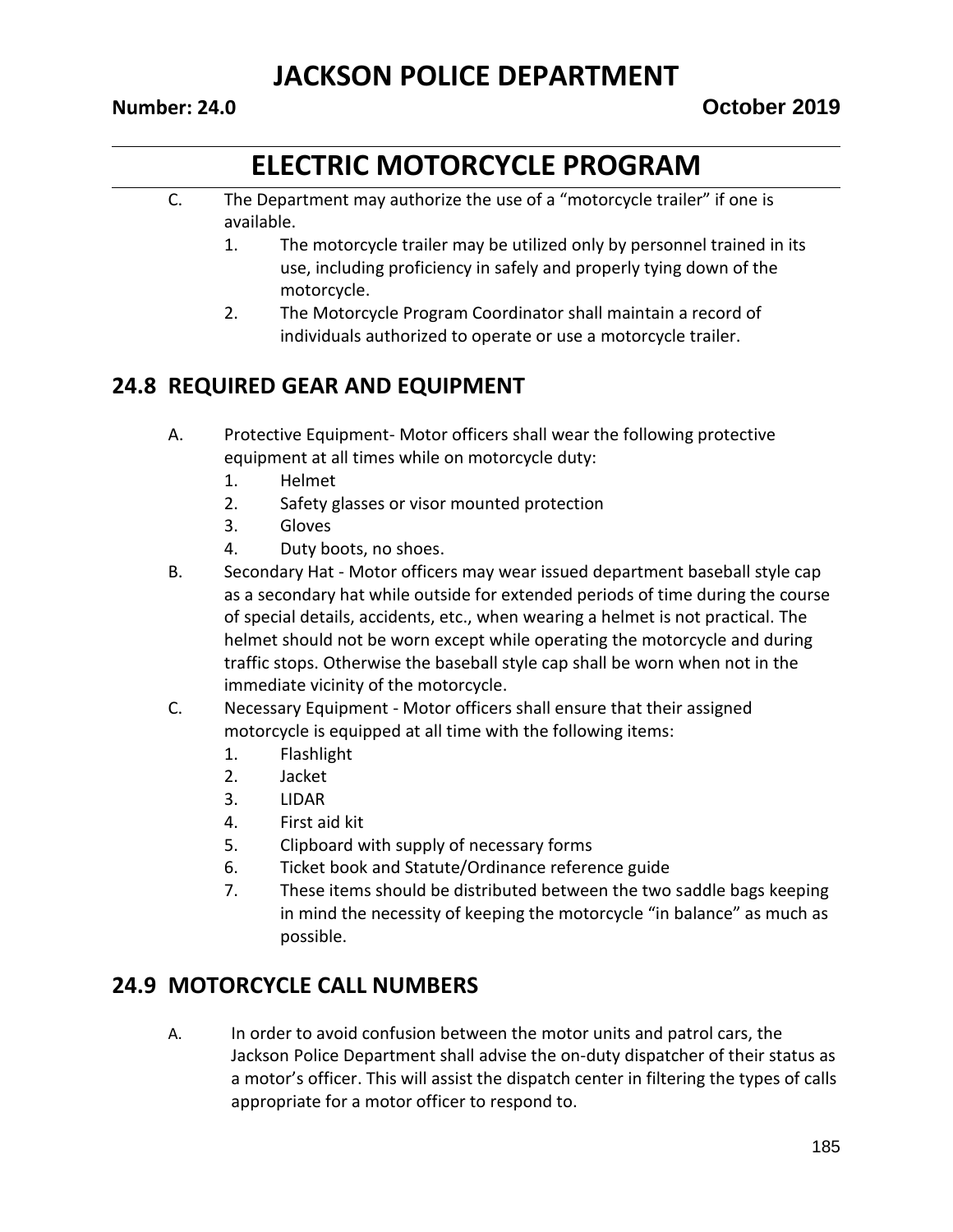C. The Department may authorize the use of a "motorcycle trailer" if one is available.
   1. The motorcycle trailer may be utilized only by personnel trained in its use, including proficiency in safely and properly tying down of the motorcycle.
   2. The Motorcycle Program Coordinator shall maintain a record of individuals authorized to operate or use a motorcycle trailer.

## 24.8 REQUIRED GEAR AND EQUIPMENT

A. Protective Equipment- Motor officers shall wear the following protective equipment at all times while on motorcycle duty:
   1. Helmet
   2. Safety glasses or visor mounted protection
   3. Gloves
   4. Duty boots, no shoes.

B. Secondary Hat - Motor officers may wear issued department baseball style cap as a secondary hat while outside for extended periods of time during the course of special details, accidents, etc., when wearing a helmet is not practical. The helmet should not be worn except while operating the motorcycle and during traffic stops. Otherwise the baseball style cap shall be worn when not in the immediate vicinity of the motorcycle.

C. Necessary Equipment - Motor officers shall ensure that their assigned motorcycle is equipped at all time with the following items:
   1. Flashlight
   2. Jacket
   3. LIDAR
   4. First aid kit
   5. Clipboard with supply of necessary forms
   6. Ticket book and Statute/Ordinance reference guide
   7. These items should be distributed between the two saddle bags keeping in mind the necessity of keeping the motorcycle "in balance" as much as possible.

## 24.9 MOTORCYCLE CALL NUMBERS

A. In order to avoid confusion between the motor units and patrol cars, the Jackson Police Department shall advise the on-duty dispatcher of their status as a motor's officer. This will assist the dispatch center in filtering the types of calls appropriate for a motor officer to respond to.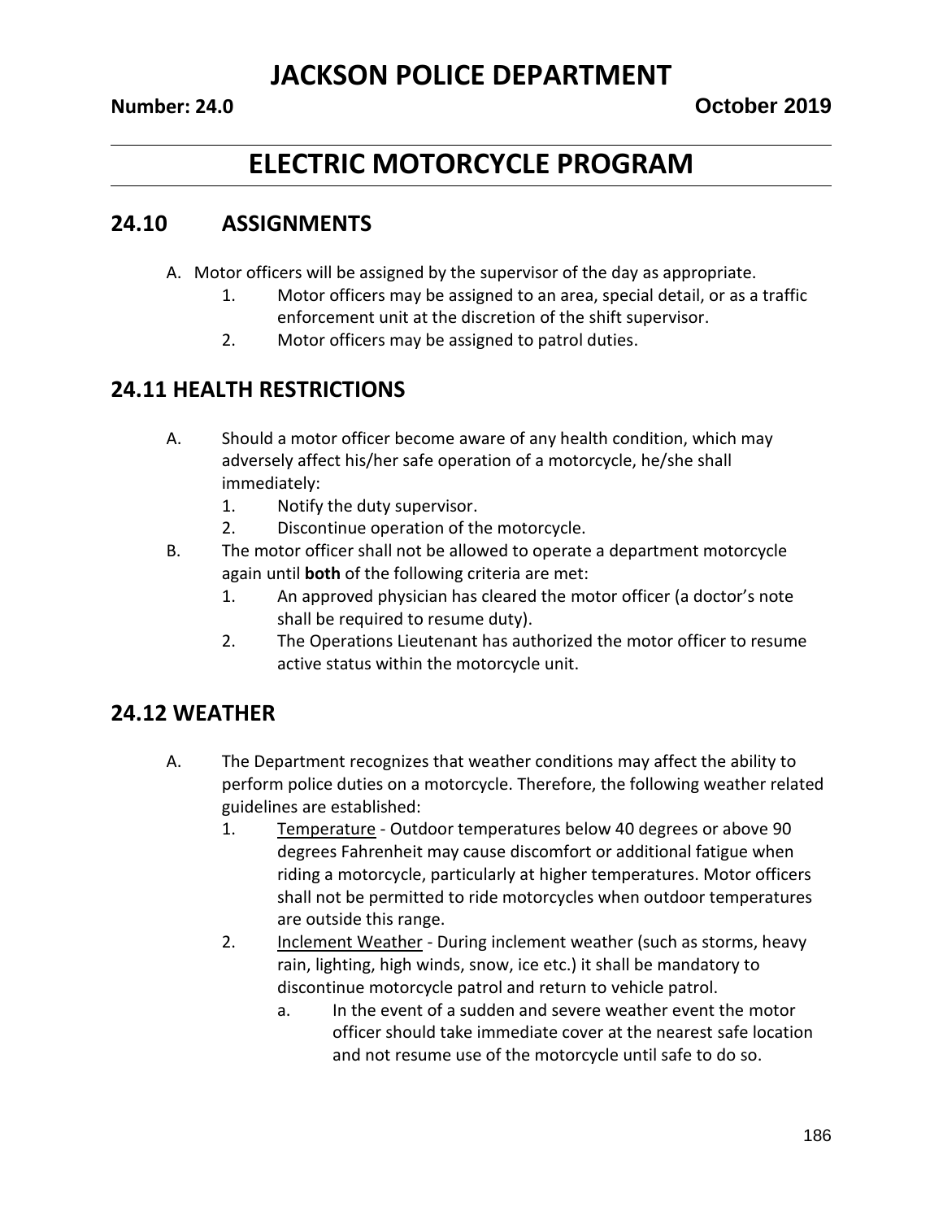# JACKSON POLICE DEPARTMENT

**Number: 24.0** **October 2019**

# ELECTRIC MOTORCYCLE PROGRAM

## 24.10 ASSIGNMENTS

A. Motor officers will be assigned by the supervisor of the day as appropriate.
   1. Motor officers may be assigned to an area, special detail, or as a traffic enforcement unit at the discretion of the shift supervisor.
   2. Motor officers may be assigned to patrol duties.

## 24.11 HEALTH RESTRICTIONS

A. Should a motor officer become aware of any health condition, which may adversely affect his/her safe operation of a motorcycle, he/she shall immediately:
   1. Notify the duty supervisor.
   2. Discontinue operation of the motorcycle.

B. The motor officer shall not be allowed to operate a department motorcycle again until **both** of the following criteria are met:
   1. An approved physician has cleared the motor officer (a doctor's note shall be required to resume duty).
   2. The Operations Lieutenant has authorized the motor officer to resume active status within the motorcycle unit.

## 24.12 WEATHER

A. The Department recognizes that weather conditions may affect the ability to perform police duties on a motorcycle. Therefore, the following weather related guidelines are established:
   1. <u>Temperature</u> - Outdoor temperatures below 40 degrees or above 90 degrees Fahrenheit may cause discomfort or additional fatigue when riding a motorcycle, particularly at higher temperatures. Motor officers shall not be permitted to ride motorcycles when outdoor temperatures are outside this range.
   2. <u>Inclement Weather</u> - During inclement weather (such as storms, heavy rain, lighting, high winds, snow, ice etc.) it shall be mandatory to discontinue motorcycle patrol and return to vehicle patrol.
      a. In the event of a sudden and severe weather event the motor officer should take immediate cover at the nearest safe location and not resume use of the motorcycle until safe to do so.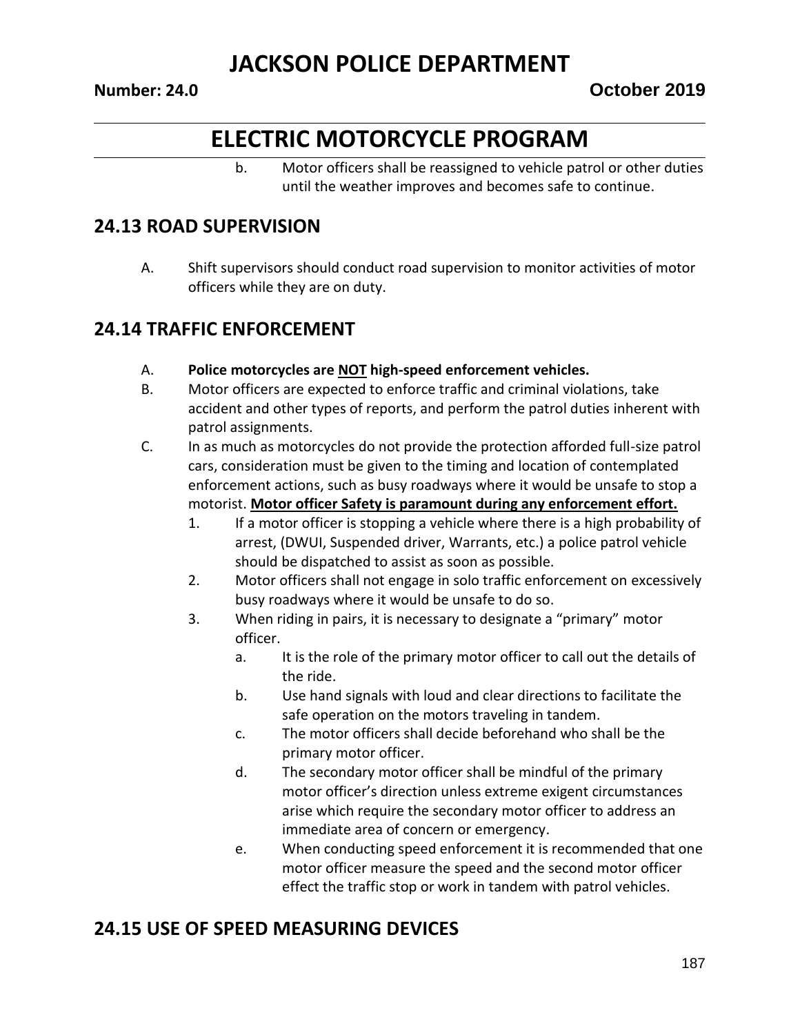b. Motor officers shall be reassigned to vehicle patrol or other duties until the weather improves and becomes safe to continue.

## 24.13 ROAD SUPERVISION

A. Shift supervisors should conduct road supervision to monitor activities of motor officers while they are on duty.

## 24.14 TRAFFIC ENFORCEMENT

A. **Police motorcycles are <u>NOT</u> high-speed enforcement vehicles.**

B. Motor officers are expected to enforce traffic and criminal violations, take accident and other types of reports, and perform the patrol duties inherent with patrol assignments.

C. In as much as motorcycles do not provide the protection afforded full-size patrol cars, consideration must be given to the timing and location of contemplated enforcement actions, such as busy roadways where it would be unsafe to stop a motorist. **<u>Motor officer Safety is paramount during any enforcement effort.</u>**

1. If a motor officer is stopping a vehicle where there is a high probability of arrest, (DWUI, Suspended driver, Warrants, etc.) a police patrol vehicle should be dispatched to assist as soon as possible.
2. Motor officers shall not engage in solo traffic enforcement on excessively busy roadways where it would be unsafe to do so.
3. When riding in pairs, it is necessary to designate a "primary" motor officer.
    a. It is the role of the primary motor officer to call out the details of the ride.
    b. Use hand signals with loud and clear directions to facilitate the safe operation on the motors traveling in tandem.
    c. The motor officers shall decide beforehand who shall be the primary motor officer.
    d. The secondary motor officer shall be mindful of the primary motor officer's direction unless extreme exigent circumstances arise which require the secondary motor officer to address an immediate area of concern or emergency.
    e. When conducting speed enforcement it is recommended that one motor officer measure the speed and the second motor officer effect the traffic stop or work in tandem with patrol vehicles.

## 24.15 USE OF SPEED MEASURING DEVICES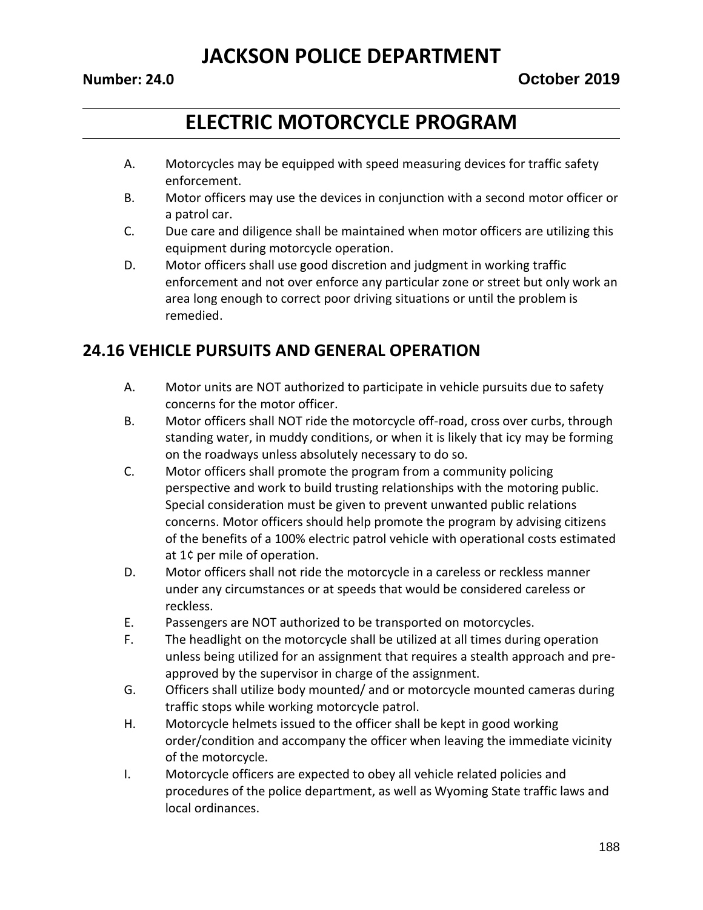A. Motorcycles may be equipped with speed measuring devices for traffic safety enforcement.
B. Motor officers may use the devices in conjunction with a second motor officer or a patrol car.
C. Due care and diligence shall be maintained when motor officers are utilizing this equipment during motorcycle operation.
D. Motor officers shall use good discretion and judgment in working traffic enforcement and not over enforce any particular zone or street but only work an area long enough to correct poor driving situations or until the problem is remedied.

## 24.16 VEHICLE PURSUITS AND GENERAL OPERATION

A. Motor units are NOT authorized to participate in vehicle pursuits due to safety concerns for the motor officer.
B. Motor officers shall NOT ride the motorcycle off-road, cross over curbs, through standing water, in muddy conditions, or when it is likely that icy may be forming on the roadways unless absolutely necessary to do so.
C. Motor officers shall promote the program from a community policing perspective and work to build trusting relationships with the motoring public. Special consideration must be given to prevent unwanted public relations concerns. Motor officers should help promote the program by advising citizens of the benefits of a 100% electric patrol vehicle with operational costs estimated at 1¢ per mile of operation.
D. Motor officers shall not ride the motorcycle in a careless or reckless manner under any circumstances or at speeds that would be considered careless or reckless.
E. Passengers are NOT authorized to be transported on motorcycles.
F. The headlight on the motorcycle shall be utilized at all times during operation unless being utilized for an assignment that requires a stealth approach and pre-approved by the supervisor in charge of the assignment.
G. Officers shall utilize body mounted/ and or motorcycle mounted cameras during traffic stops while working motorcycle patrol.
H. Motorcycle helmets issued to the officer shall be kept in good working order/condition and accompany the officer when leaving the immediate vicinity of the motorcycle.
I. Motorcycle officers are expected to obey all vehicle related policies and procedures of the police department, as well as Wyoming State traffic laws and local ordinances.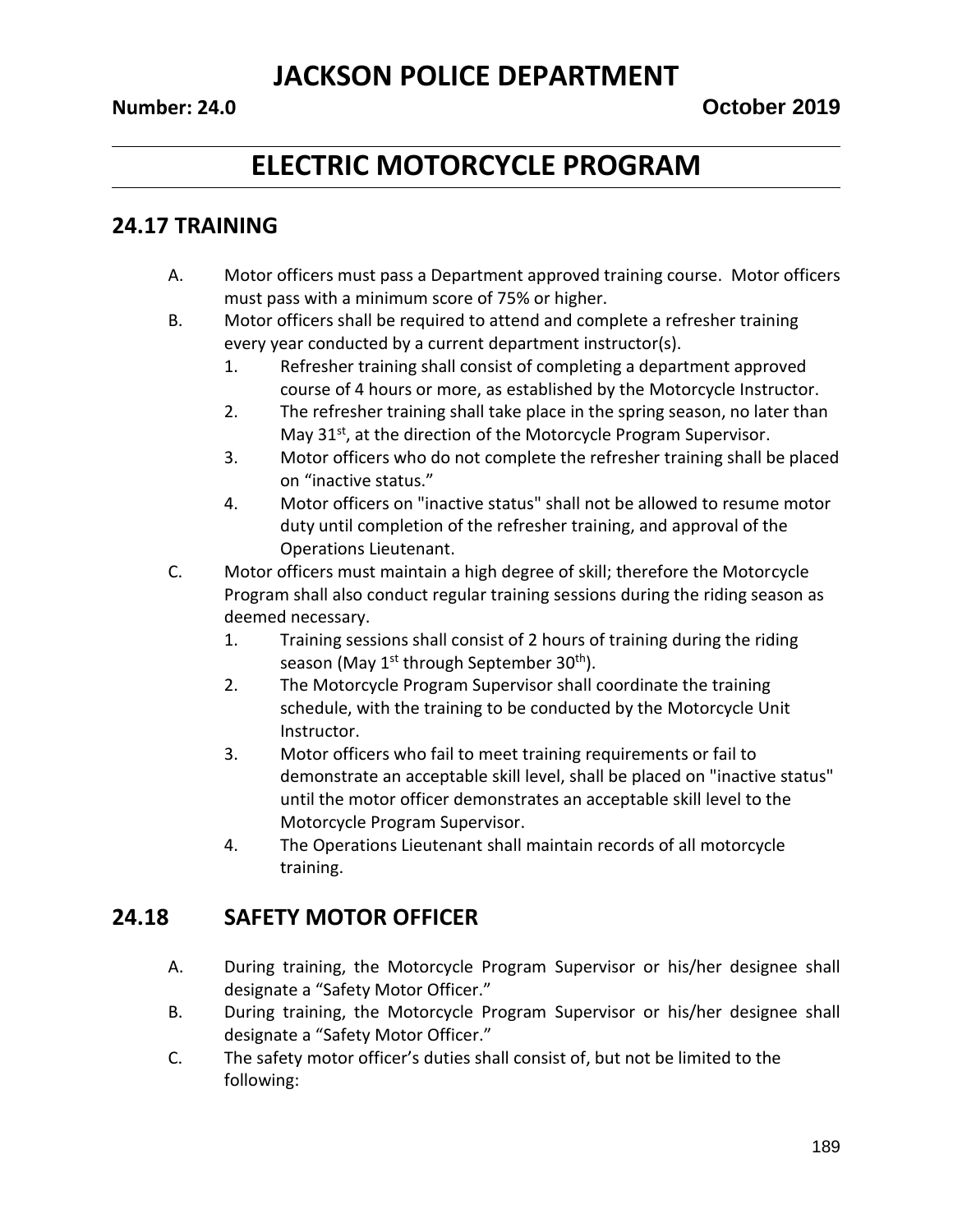# ELECTRIC MOTORCYCLE PROGRAM

## 24.17 TRAINING

A. Motor officers must pass a Department approved training course. Motor officers must pass with a minimum score of 75% or higher.

B. Motor officers shall be required to attend and complete a refresher training every year conducted by a current department instructor(s).
   1. Refresher training shall consist of completing a department approved course of 4 hours or more, as established by the Motorcycle Instructor.
   2. The refresher training shall take place in the spring season, no later than May 31st, at the direction of the Motorcycle Program Supervisor.
   3. Motor officers who do not complete the refresher training shall be placed on "inactive status."
   4. Motor officers on "inactive status" shall not be allowed to resume motor duty until completion of the refresher training, and approval of the Operations Lieutenant.

C. Motor officers must maintain a high degree of skill; therefore the Motorcycle Program shall also conduct regular training sessions during the riding season as deemed necessary.
   1. Training sessions shall consist of 2 hours of training during the riding season (May 1st through September 30th).
   2. The Motorcycle Program Supervisor shall coordinate the training schedule, with the training to be conducted by the Motorcycle Unit Instructor.
   3. Motor officers who fail to meet training requirements or fail to demonstrate an acceptable skill level, shall be placed on "inactive status" until the motor officer demonstrates an acceptable skill level to the Motorcycle Program Supervisor.
   4. The Operations Lieutenant shall maintain records of all motorcycle training.

## 24.18 SAFETY MOTOR OFFICER

A. During training, the Motorcycle Program Supervisor or his/her designee shall designate a "Safety Motor Officer."

B. During training, the Motorcycle Program Supervisor or his/her designee shall designate a "Safety Motor Officer."

C. The safety motor officer's duties shall consist of, but not be limited to the following: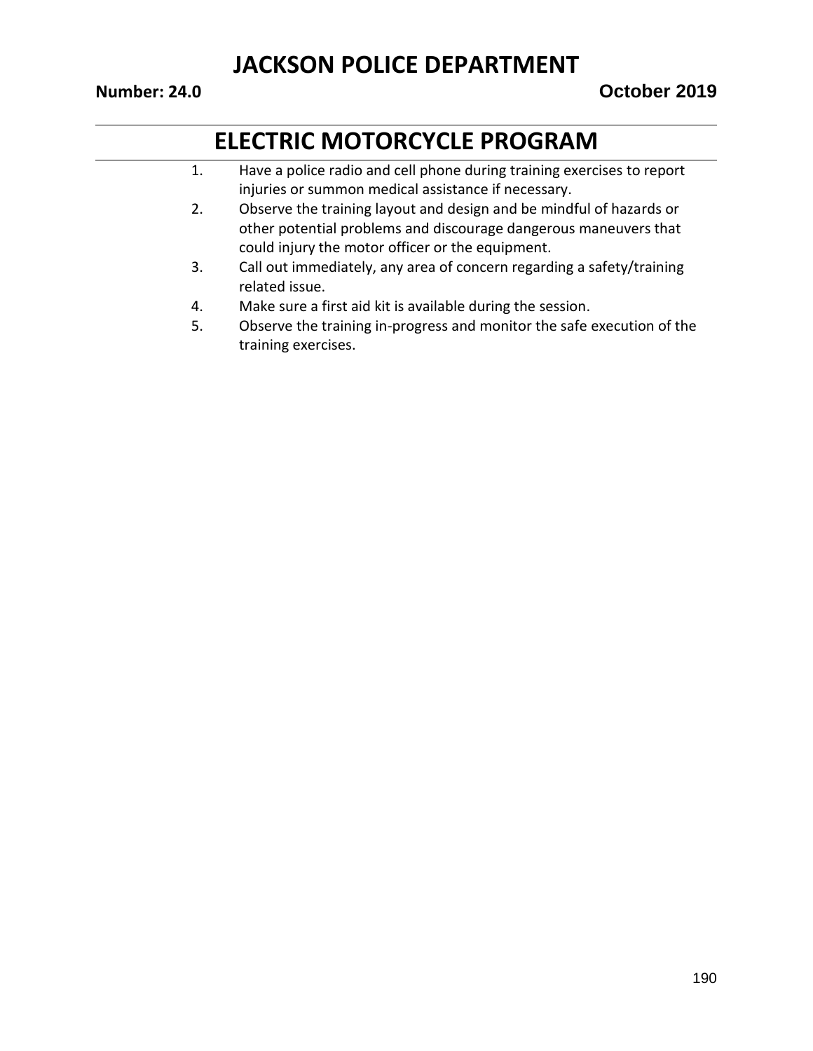1. Have a police radio and cell phone during training exercises to report injuries or summon medical assistance if necessary.
2. Observe the training layout and design and be mindful of hazards or other potential problems and discourage dangerous maneuvers that could injury the motor officer or the equipment.
3. Call out immediately, any area of concern regarding a safety/training related issue.
4. Make sure a first aid kit is available during the session.
5. Observe the training in-progress and monitor the safe execution of the training exercises.